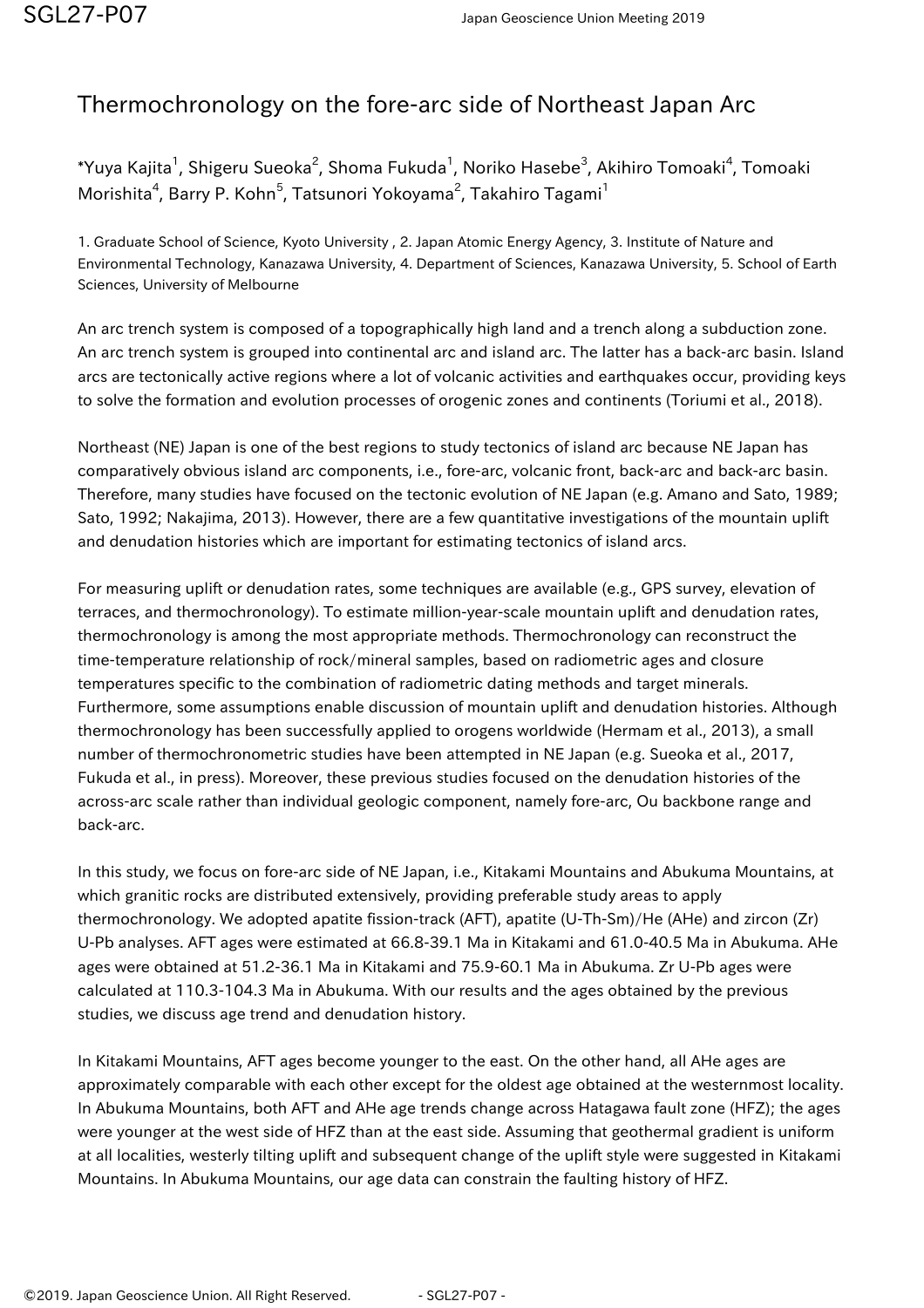# Thermochronology on the fore-arc side of Northeast Japan Arc

*Yuya Kajita[1], Shigeru Sueoka[2], Shoma Fukuda[1], Noriko Hasebe[3], Akihiro Tomoaki[4], Tomoaki Morishita[4], Barry P. Kohn[5], Tatsunori Yokoyama[2], Takahiro Tagami[1]

1. Graduate School of Science, Kyoto University , 2. Japan Atomic Energy Agency, 3. Institute of Nature and Environmental Technology, Kanazawa University, 4. Department of Sciences, Kanazawa University, 5. School of Earth Sciences, University of Melbourne

An arc trench system is composed of a topographically high land and a trench along a subduction zone. An arc trench system is grouped into continental arc and island arc. The latter has a back-arc basin. Island arcs are tectonically active regions where a lot of volcanic activities and earthquakes occur, providing keys to solve the formation and evolution processes of orogenic zones and continents (Toriumi et al., 2018).

Northeast (NE) Japan is one of the best regions to study tectonics of island arc because NE Japan has comparatively obvious island arc components, i.e., fore-arc, volcanic front, back-arc and back-arc basin. Therefore, many studies have focused on the tectonic evolution of NE Japan (e.g. Amano and Sato, 1989; Sato, 1992; Nakajima, 2013). However, there are a few quantitative investigations of the mountain uplift and denudation histories which are important for estimating tectonics of island arcs.

For measuring uplift or denudation rates, some techniques are available (e.g., GPS survey, elevation of terraces, and thermochronology). To estimate million-year-scale mountain uplift and denudation rates, thermochronology is among the most appropriate methods. Thermochronology can reconstruct the time-temperature relationship of rock/mineral samples, based on radiometric ages and closure temperatures specific to the combination of radiometric dating methods and target minerals. Furthermore, some assumptions enable discussion of mountain uplift and denudation histories. Although thermochronology has been successfully applied to orogens worldwide (Hermam et al., 2013), a small number of thermochronometric studies have been attempted in NE Japan (e.g. Sueoka et al., 2017, Fukuda et al., in press). Moreover, these previous studies focused on the denudation histories of the across-arc scale rather than individual geologic component, namely fore-arc, Ou backbone range and back-arc.

In this study, we focus on fore-arc side of NE Japan, i.e., Kitakami Mountains and Abukuma Mountains, at which granitic rocks are distributed extensively, providing preferable study areas to apply thermochronology. We adopted apatite fission-track (AFT), apatite (U-Th-Sm)/He (AHe) and zircon (Zr) U-Pb analyses. AFT ages were estimated at 66.8-39.1 Ma in Kitakami and 61.0-40.5 Ma in Abukuma. AHe ages were obtained at 51.2-36.1 Ma in Kitakami and 75.9-60.1 Ma in Abukuma. Zr U-Pb ages were calculated at 110.3-104.3 Ma in Abukuma. With our results and the ages obtained by the previous studies, we discuss age trend and denudation history.

In Kitakami Mountains, AFT ages become younger to the east. On the other hand, all AHe ages are approximately comparable with each other except for the oldest age obtained at the westernmost locality. In Abukuma Mountains, both AFT and AHe age trends change across Hatagawa fault zone (HFZ); the ages were younger at the west side of HFZ than at the east side. Assuming that geothermal gradient is uniform at all localities, westerly tilting uplift and subsequent change of the uplift style were suggested in Kitakami Mountains. In Abukuma Mountains, our age data can constrain the faulting history of HFZ.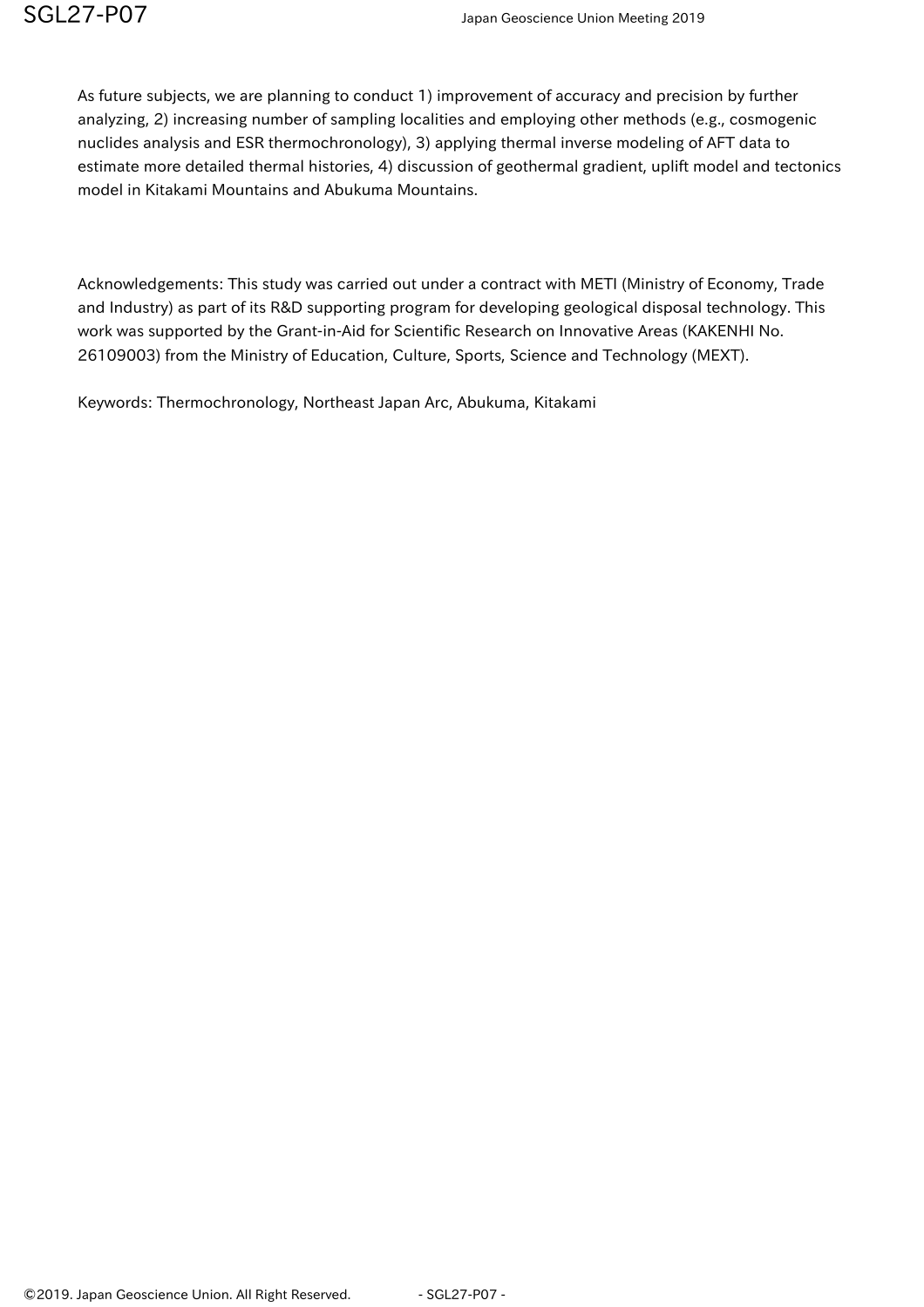As future subjects, we are planning to conduct 1) improvement of accuracy and precision by further analyzing, 2) increasing number of sampling localities and employing other methods (e.g., cosmogenic nuclides analysis and ESR thermochronology), 3) applying thermal inverse modeling of AFT data to estimate more detailed thermal histories, 4) discussion of geothermal gradient, uplift model and tectonics model in Kitakami Mountains and Abukuma Mountains.

Acknowledgements: This study was carried out under a contract with METI (Ministry of Economy, Trade and Industry) as part of its R&D supporting program for developing geological disposal technology. This work was supported by the Grant-in-Aid for Scientific Research on Innovative Areas (KAKENHI No. 26109003) from the Ministry of Education, Culture, Sports, Science and Technology (MEXT).

Keywords: Thermochronology, Northeast Japan Arc, Abukuma, Kitakami